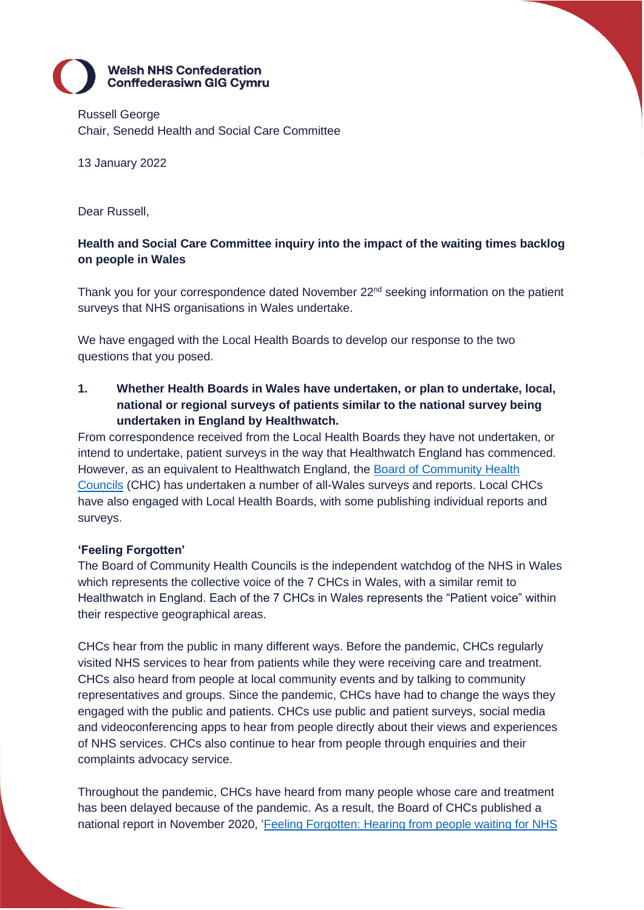**Welsh NHS Confederation**
**Conffederasiwn GIG Cymru**

Russell George
Chair, Senedd Health and Social Care Committee

13 January 2022

Dear Russell,

**Health and Social Care Committee inquiry into the impact of the waiting times backlog on people in Wales**

Thank you for your correspondence dated November 22nd seeking information on the patient surveys that NHS organisations in Wales undertake.

We have engaged with the Local Health Boards to develop our response to the two questions that you posed.

**1. Whether Health Boards in Wales have undertaken, or plan to undertake, local, national or regional surveys of patients similar to the national survey being undertaken in England by Healthwatch.**

From correspondence received from the Local Health Boards they have not undertaken, or intend to undertake, patient surveys in the way that Healthwatch England has commenced. However, as an equivalent to Healthwatch England, the Board of Community Health Councils (CHC) has undertaken a number of all-Wales surveys and reports. Local CHCs have also engaged with Local Health Boards, with some publishing individual reports and surveys.

**'Feeling Forgotten'**

The Board of Community Health Councils is the independent watchdog of the NHS in Wales which represents the collective voice of the 7 CHCs in Wales, with a similar remit to Healthwatch in England. Each of the 7 CHCs in Wales represents the "Patient voice" within their respective geographical areas.

CHCs hear from the public in many different ways. Before the pandemic, CHCs regularly visited NHS services to hear from patients while they were receiving care and treatment. CHCs also heard from people at local community events and by talking to community representatives and groups. Since the pandemic, CHCs have had to change the ways they engaged with the public and patients. CHCs use public and patient surveys, social media and videoconferencing apps to hear from people directly about their views and experiences of NHS services. CHCs also continue to hear from people through enquiries and their complaints advocacy service.

Throughout the pandemic, CHCs have heard from many people whose care and treatment has been delayed because of the pandemic. As a result, the Board of CHCs published a national report in November 2020, 'Feeling Forgotten: Hearing from people waiting for NHS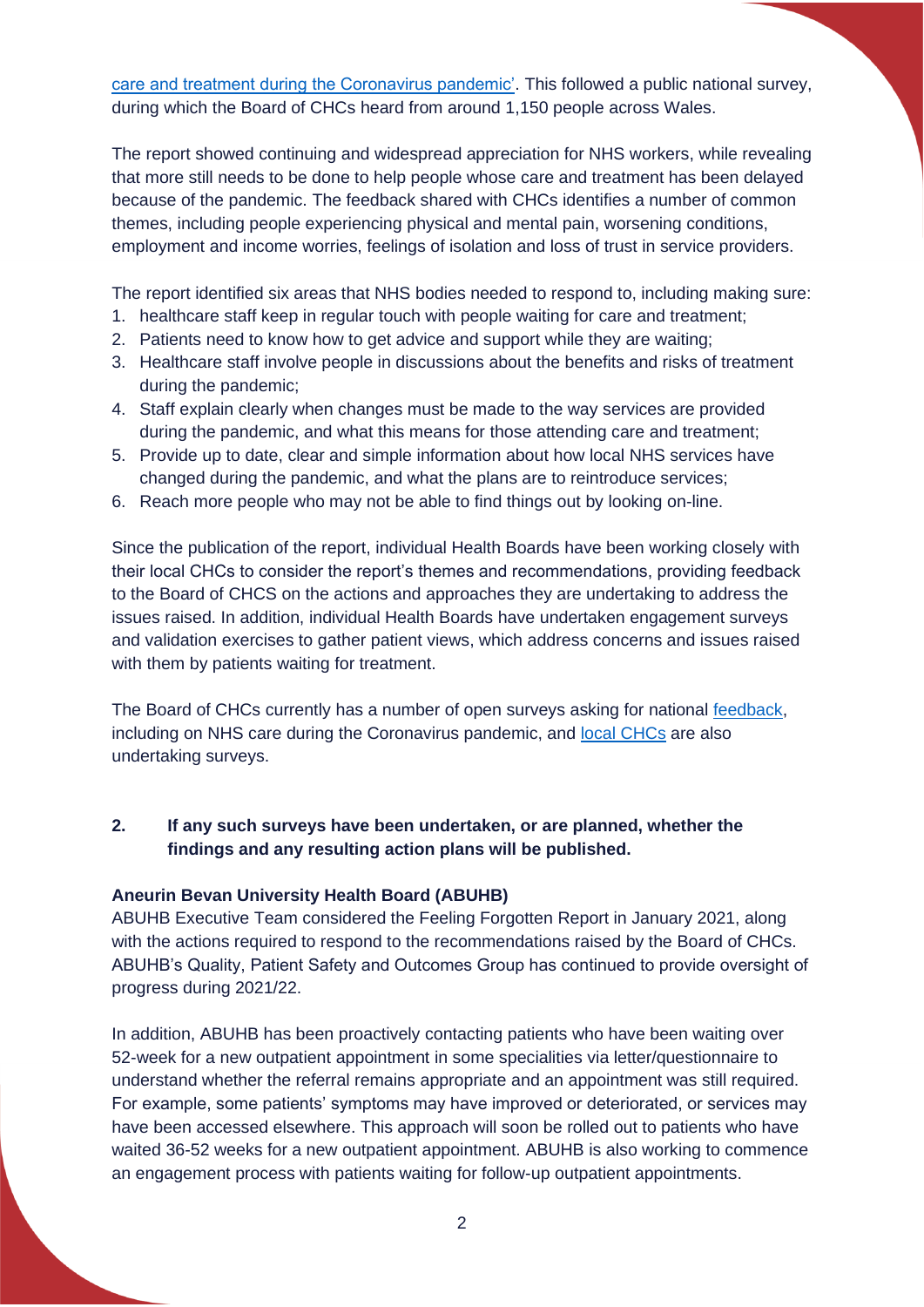care and treatment during the Coronavirus pandemic'. This followed a public national survey, during which the Board of CHCs heard from around 1,150 people across Wales.

The report showed continuing and widespread appreciation for NHS workers, while revealing that more still needs to be done to help people whose care and treatment has been delayed because of the pandemic. The feedback shared with CHCs identifies a number of common themes, including people experiencing physical and mental pain, worsening conditions, employment and income worries, feelings of isolation and loss of trust in service providers.

The report identified six areas that NHS bodies needed to respond to, including making sure:

1. healthcare staff keep in regular touch with people waiting for care and treatment;
2. Patients need to know how to get advice and support while they are waiting;
3. Healthcare staff involve people in discussions about the benefits and risks of treatment during the pandemic;
4. Staff explain clearly when changes must be made to the way services are provided during the pandemic, and what this means for those attending care and treatment;
5. Provide up to date, clear and simple information about how local NHS services have changed during the pandemic, and what the plans are to reintroduce services;
6. Reach more people who may not be able to find things out by looking on-line.

Since the publication of the report, individual Health Boards have been working closely with their local CHCs to consider the report's themes and recommendations, providing feedback to the Board of CHCS on the actions and approaches they are undertaking to address the issues raised. In addition, individual Health Boards have undertaken engagement surveys and validation exercises to gather patient views, which address concerns and issues raised with them by patients waiting for treatment.

The Board of CHCs currently has a number of open surveys asking for national feedback, including on NHS care during the Coronavirus pandemic, and local CHCs are also undertaking surveys.

**2. If any such surveys have been undertaken, or are planned, whether the findings and any resulting action plans will be published.**

**Aneurin Bevan University Health Board (ABUHB)**

ABUHB Executive Team considered the Feeling Forgotten Report in January 2021, along with the actions required to respond to the recommendations raised by the Board of CHCs. ABUHB's Quality, Patient Safety and Outcomes Group has continued to provide oversight of progress during 2021/22.

In addition, ABUHB has been proactively contacting patients who have been waiting over 52-week for a new outpatient appointment in some specialities via letter/questionnaire to understand whether the referral remains appropriate and an appointment was still required. For example, some patients' symptoms may have improved or deteriorated, or services may have been accessed elsewhere. This approach will soon be rolled out to patients who have waited 36-52 weeks for a new outpatient appointment. ABUHB is also working to commence an engagement process with patients waiting for follow-up outpatient appointments.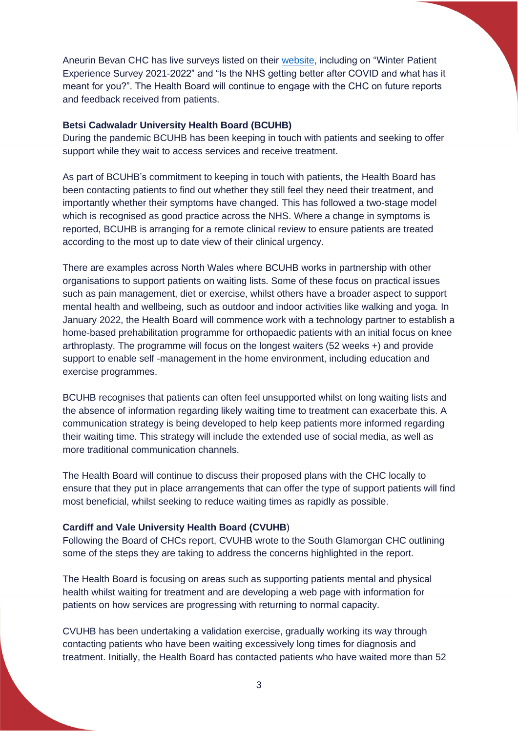Aneurin Bevan CHC has live surveys listed on their website, including on "Winter Patient Experience Survey 2021-2022" and "Is the NHS getting better after COVID and what has it meant for you?". The Health Board will continue to engage with the CHC on future reports and feedback received from patients.

**Betsi Cadwaladr University Health Board (BCUHB)**
During the pandemic BCUHB has been keeping in touch with patients and seeking to offer support while they wait to access services and receive treatment.

As part of BCUHB's commitment to keeping in touch with patients, the Health Board has been contacting patients to find out whether they still feel they need their treatment, and importantly whether their symptoms have changed. This has followed a two-stage model which is recognised as good practice across the NHS. Where a change in symptoms is reported, BCUHB is arranging for a remote clinical review to ensure patients are treated according to the most up to date view of their clinical urgency.

There are examples across North Wales where BCUHB works in partnership with other organisations to support patients on waiting lists. Some of these focus on practical issues such as pain management, diet or exercise, whilst others have a broader aspect to support mental health and wellbeing, such as outdoor and indoor activities like walking and yoga. In January 2022, the Health Board will commence work with a technology partner to establish a home-based prehabilitation programme for orthopaedic patients with an initial focus on knee arthroplasty. The programme will focus on the longest waiters (52 weeks +) and provide support to enable self -management in the home environment, including education and exercise programmes.

BCUHB recognises that patients can often feel unsupported whilst on long waiting lists and the absence of information regarding likely waiting time to treatment can exacerbate this. A communication strategy is being developed to help keep patients more informed regarding their waiting time. This strategy will include the extended use of social media, as well as more traditional communication channels.

The Health Board will continue to discuss their proposed plans with the CHC locally to ensure that they put in place arrangements that can offer the type of support patients will find most beneficial, whilst seeking to reduce waiting times as rapidly as possible.

**Cardiff and Vale University Health Board (CVUHB)**
Following the Board of CHCs report, CVUHB wrote to the South Glamorgan CHC outlining some of the steps they are taking to address the concerns highlighted in the report.

The Health Board is focusing on areas such as supporting patients mental and physical health whilst waiting for treatment and are developing a web page with information for patients on how services are progressing with returning to normal capacity.

CVUHB has been undertaking a validation exercise, gradually working its way through contacting patients who have been waiting excessively long times for diagnosis and treatment. Initially, the Health Board has contacted patients who have waited more than 52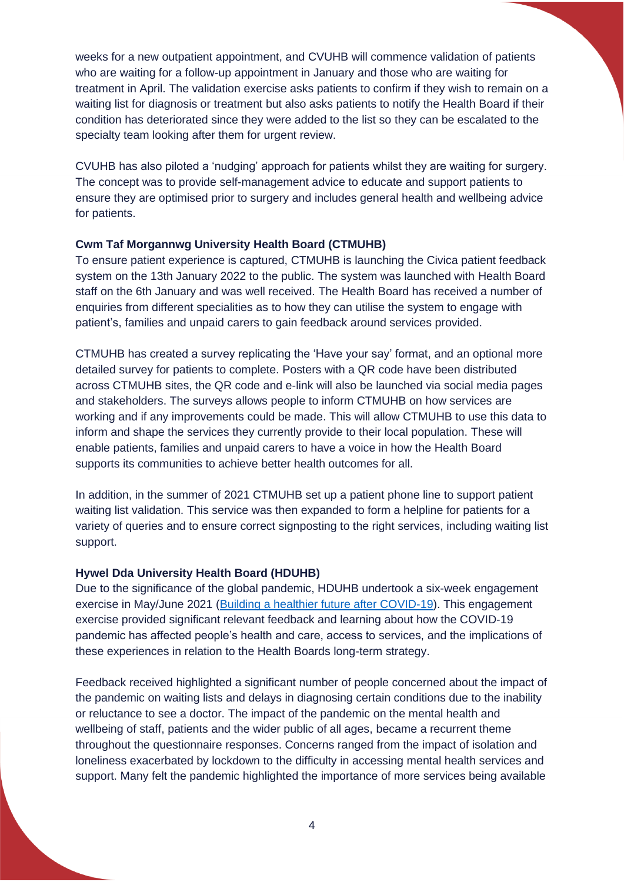weeks for a new outpatient appointment, and CVUHB will commence validation of patients who are waiting for a follow-up appointment in January and those who are waiting for treatment in April. The validation exercise asks patients to confirm if they wish to remain on a waiting list for diagnosis or treatment but also asks patients to notify the Health Board if their condition has deteriorated since they were added to the list so they can be escalated to the specialty team looking after them for urgent review.

CVUHB has also piloted a 'nudging' approach for patients whilst they are waiting for surgery. The concept was to provide self-management advice to educate and support patients to ensure they are optimised prior to surgery and includes general health and wellbeing advice for patients.

**Cwm Taf Morgannwg University Health Board (CTMUHB)**

To ensure patient experience is captured, CTMUHB is launching the Civica patient feedback system on the 13th January 2022 to the public. The system was launched with Health Board staff on the 6th January and was well received. The Health Board has received a number of enquiries from different specialities as to how they can utilise the system to engage with patient's, families and unpaid carers to gain feedback around services provided.

CTMUHB has created a survey replicating the 'Have your say' format, and an optional more detailed survey for patients to complete. Posters with a QR code have been distributed across CTMUHB sites, the QR code and e-link will also be launched via social media pages and stakeholders. The surveys allows people to inform CTMUHB on how services are working and if any improvements could be made. This will allow CTMUHB to use this data to inform and shape the services they currently provide to their local population. These will enable patients, families and unpaid carers to have a voice in how the Health Board supports its communities to achieve better health outcomes for all.

In addition, in the summer of 2021 CTMUHB set up a patient phone line to support patient waiting list validation. This service was then expanded to form a helpline for patients for a variety of queries and to ensure correct signposting to the right services, including waiting list support.

**Hywel Dda University Health Board (HDUHB)**

Due to the significance of the global pandemic, HDUHB undertook a six-week engagement exercise in May/June 2021 (Building a healthier future after COVID-19). This engagement exercise provided significant relevant feedback and learning about how the COVID-19 pandemic has affected people's health and care, access to services, and the implications of these experiences in relation to the Health Boards long-term strategy.

Feedback received highlighted a significant number of people concerned about the impact of the pandemic on waiting lists and delays in diagnosing certain conditions due to the inability or reluctance to see a doctor. The impact of the pandemic on the mental health and wellbeing of staff, patients and the wider public of all ages, became a recurrent theme throughout the questionnaire responses. Concerns ranged from the impact of isolation and loneliness exacerbated by lockdown to the difficulty in accessing mental health services and support. Many felt the pandemic highlighted the importance of more services being available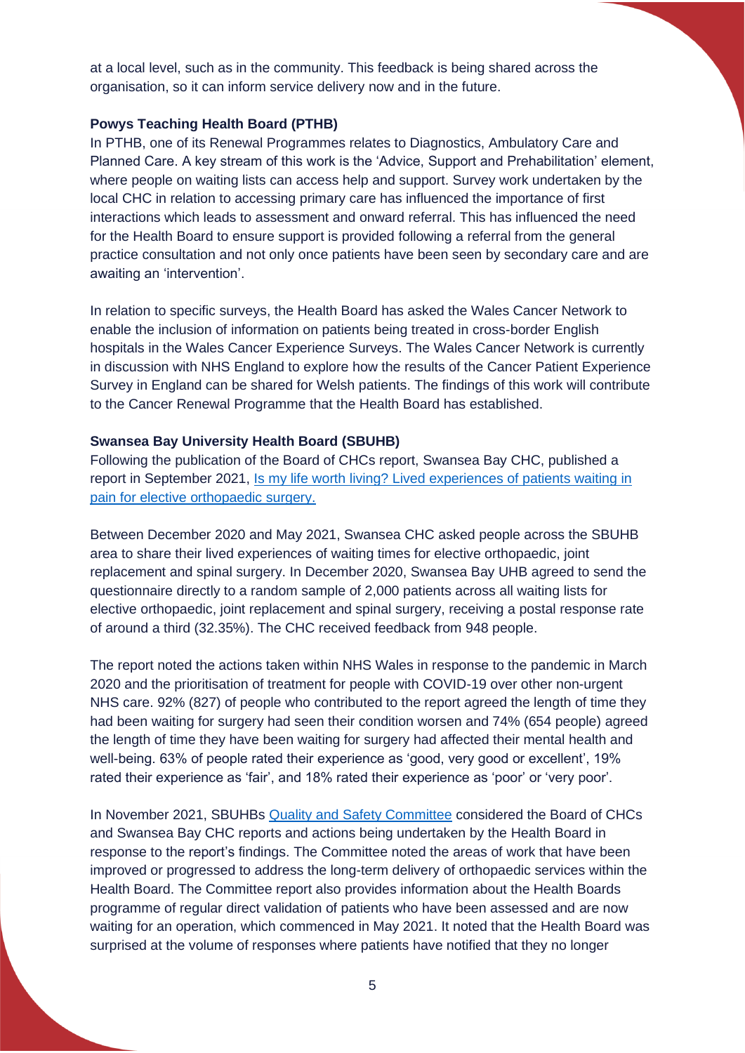at a local level, such as in the community. This feedback is being shared across the organisation, so it can inform service delivery now and in the future.

**Powys Teaching Health Board (PTHB)**

In PTHB, one of its Renewal Programmes relates to Diagnostics, Ambulatory Care and Planned Care. A key stream of this work is the 'Advice, Support and Prehabilitation' element, where people on waiting lists can access help and support. Survey work undertaken by the local CHC in relation to accessing primary care has influenced the importance of first interactions which leads to assessment and onward referral. This has influenced the need for the Health Board to ensure support is provided following a referral from the general practice consultation and not only once patients have been seen by secondary care and are awaiting an 'intervention'.

In relation to specific surveys, the Health Board has asked the Wales Cancer Network to enable the inclusion of information on patients being treated in cross-border English hospitals in the Wales Cancer Experience Surveys. The Wales Cancer Network is currently in discussion with NHS England to explore how the results of the Cancer Patient Experience Survey in England can be shared for Welsh patients. The findings of this work will contribute to the Cancer Renewal Programme that the Health Board has established.

**Swansea Bay University Health Board (SBUHB)**

Following the publication of the Board of CHCs report, Swansea Bay CHC, published a report in September 2021, [Is my life worth living? Lived experiences of patients waiting in pain for elective orthopaedic surgery.]

Between December 2020 and May 2021, Swansea CHC asked people across the SBUHB area to share their lived experiences of waiting times for elective orthopaedic, joint replacement and spinal surgery. In December 2020, Swansea Bay UHB agreed to send the questionnaire directly to a random sample of 2,000 patients across all waiting lists for elective orthopaedic, joint replacement and spinal surgery, receiving a postal response rate of around a third (32.35%). The CHC received feedback from 948 people.

The report noted the actions taken within NHS Wales in response to the pandemic in March 2020 and the prioritisation of treatment for people with COVID-19 over other non-urgent NHS care. 92% (827) of people who contributed to the report agreed the length of time they had been waiting for surgery had seen their condition worsen and 74% (654 people) agreed the length of time they have been waiting for surgery had affected their mental health and well-being. 63% of people rated their experience as 'good, very good or excellent', 19% rated their experience as 'fair', and 18% rated their experience as 'poor' or 'very poor'.

In November 2021, SBUHBs [Quality and Safety Committee] considered the Board of CHCs and Swansea Bay CHC reports and actions being undertaken by the Health Board in response to the report's findings. The Committee noted the areas of work that have been improved or progressed to address the long-term delivery of orthopaedic services within the Health Board. The Committee report also provides information about the Health Boards programme of regular direct validation of patients who have been assessed and are now waiting for an operation, which commenced in May 2021. It noted that the Health Board was surprised at the volume of responses where patients have notified that they no longer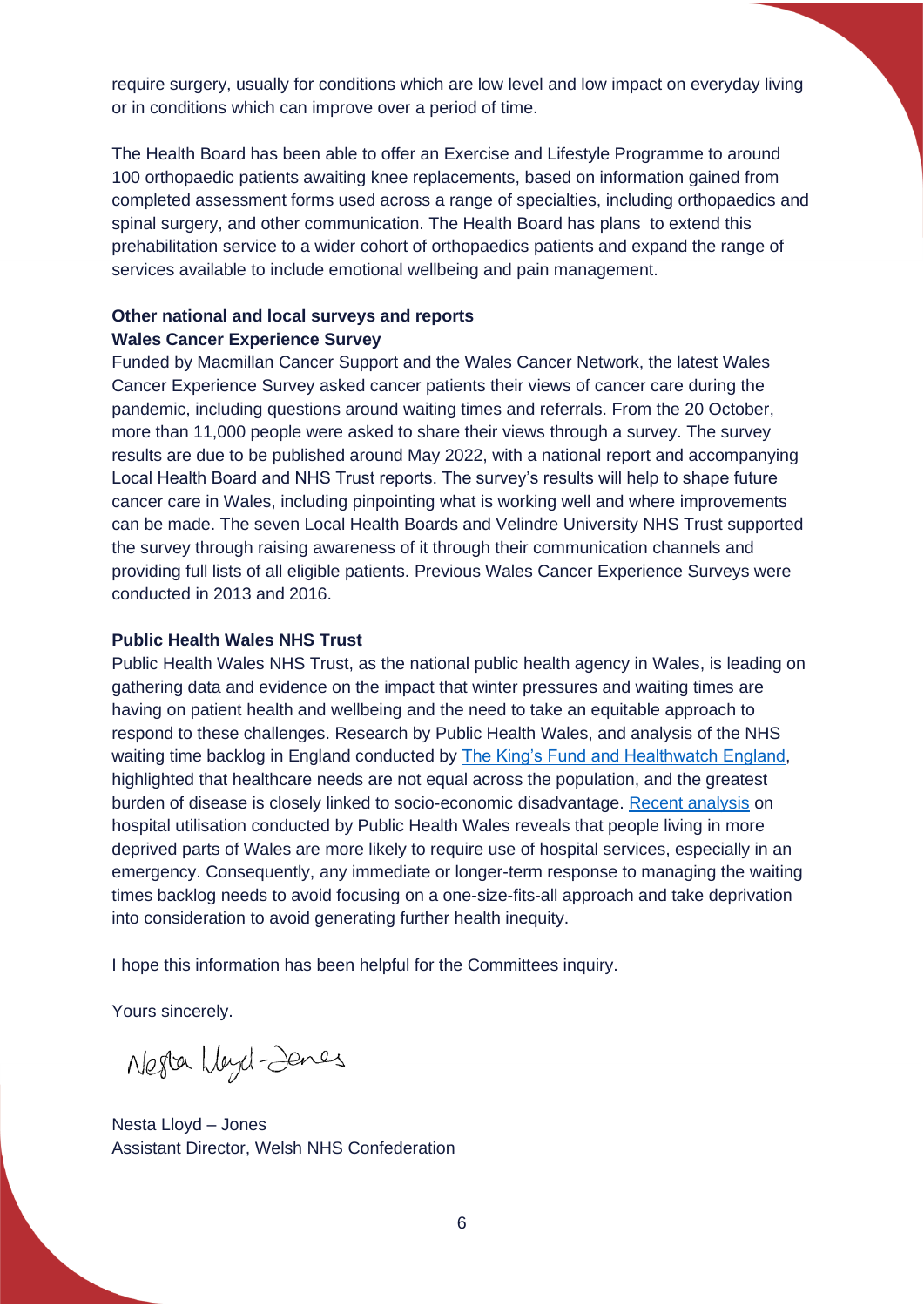require surgery, usually for conditions which are low level and low impact on everyday living or in conditions which can improve over a period of time.

The Health Board has been able to offer an Exercise and Lifestyle Programme to around 100 orthopaedic patients awaiting knee replacements, based on information gained from completed assessment forms used across a range of specialties, including orthopaedics and spinal surgery, and other communication. The Health Board has plans  to extend this prehabilitation service to a wider cohort of orthopaedics patients and expand the range of services available to include emotional wellbeing and pain management.

**Other national and local surveys and reports**

**Wales Cancer Experience Survey**

Funded by Macmillan Cancer Support and the Wales Cancer Network, the latest Wales Cancer Experience Survey asked cancer patients their views of cancer care during the pandemic, including questions around waiting times and referrals. From the 20 October, more than 11,000 people were asked to share their views through a survey. The survey results are due to be published around May 2022, with a national report and accompanying Local Health Board and NHS Trust reports. The survey's results will help to shape future cancer care in Wales, including pinpointing what is working well and where improvements can be made. The seven Local Health Boards and Velindre University NHS Trust supported the survey through raising awareness of it through their communication channels and providing full lists of all eligible patients. Previous Wales Cancer Experience Surveys were conducted in 2013 and 2016.

**Public Health Wales NHS Trust**

Public Health Wales NHS Trust, as the national public health agency in Wales, is leading on gathering data and evidence on the impact that winter pressures and waiting times are having on patient health and wellbeing and the need to take an equitable approach to respond to these challenges. Research by Public Health Wales, and analysis of the NHS waiting time backlog in England conducted by The King's Fund and Healthwatch England, highlighted that healthcare needs are not equal across the population, and the greatest burden of disease is closely linked to socio-economic disadvantage. Recent analysis on hospital utilisation conducted by Public Health Wales reveals that people living in more deprived parts of Wales are more likely to require use of hospital services, especially in an emergency. Consequently, any immediate or longer-term response to managing the waiting times backlog needs to avoid focusing on a one-size-fits-all approach and take deprivation into consideration to avoid generating further health inequity.

I hope this information has been helpful for the Committees inquiry.

Yours sincerely.

Nesta Lloyd-Jones

Nesta Lloyd – Jones
Assistant Director, Welsh NHS Confederation